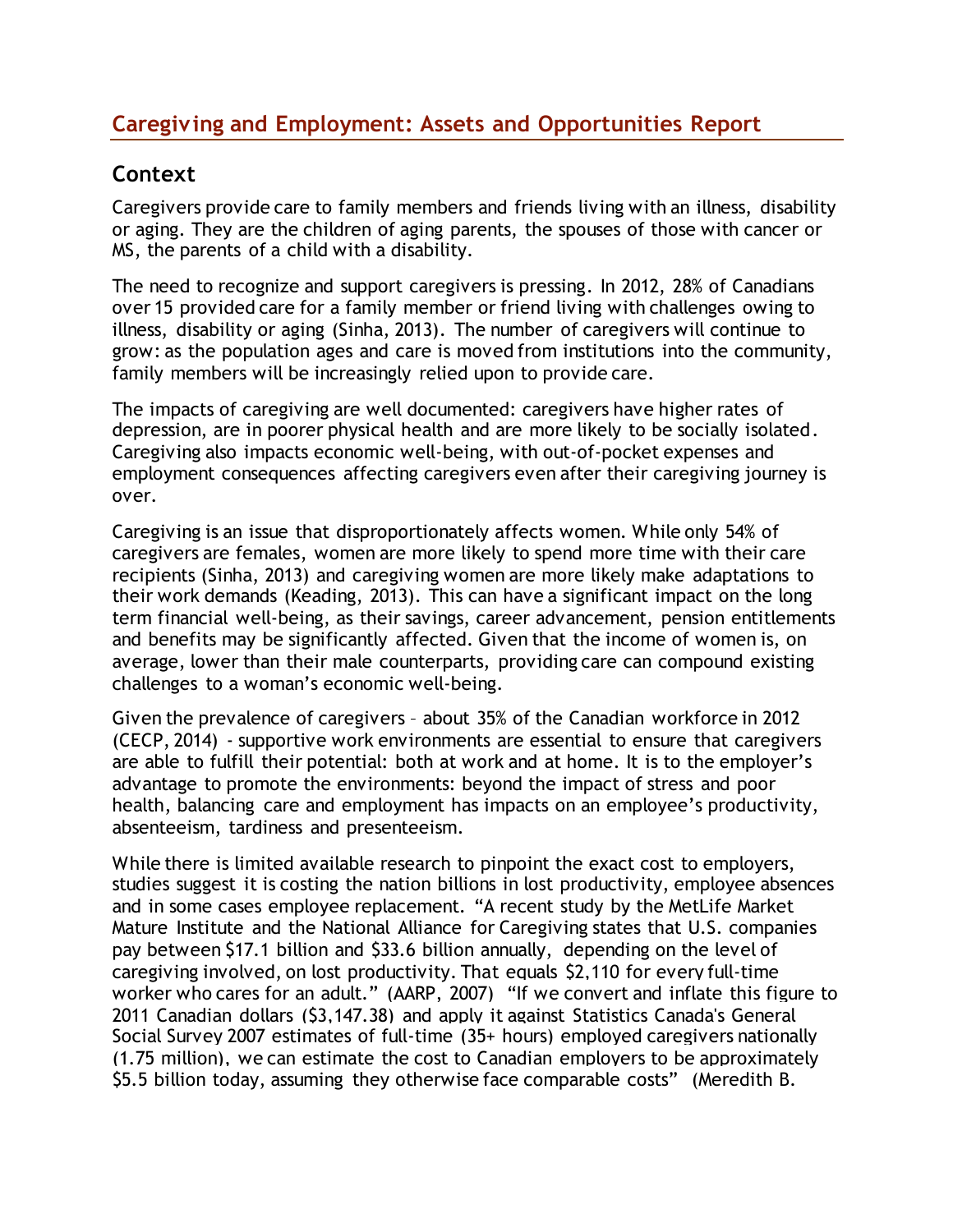## Caregiving and Employment: Assets and Opportunities Report

### Context

Caregivers provide care to family members and friends living with an illness, disability or aging. They are the children of aging parents, the spouses of those with cancer or MS, the parents of a child with a disability.

The need to recognize and support caregivers is pressing. In 2012, 28% of Canadians over 15 provided care for a family member or friend living with challenges owing to illness, disability or aging (Sinha, 2013). The number of caregivers will continue to grow: as the population ages and care is moved from institutions into the community, family members will be increasingly relied upon to provide care.

The impacts of caregiving are well documented: caregivers have higher rates of depression, are in poorer physical health and are more likely to be socially isolated. Caregiving also impacts economic well-being, with out-of-pocket expenses and employment consequences affecting caregivers even after their caregiving journey is over.

Caregiving is an issue that disproportionately affects women. While only 54% of caregivers are females, women are more likely to spend more time with their care recipients (Sinha, 2013) and caregiving women are more likely make adaptations to their work demands (Keading, 2013). This can have a significant impact on the long term financial well-being, as their savings, career advancement, pension entitlements and benefits may be significantly affected. Given that the income of women is, on average, lower than their male counterparts, providing care can compound existing challenges to a woman's economic well-being.

Given the prevalence of caregivers – about 35% of the Canadian workforce in 2012 (CECP, 2014) - supportive work environments are essential to ensure that caregivers are able to fulfill their potential: both at work and at home. It is to the employer's advantage to promote the environments: beyond the impact of stress and poor health, balancing care and employment has impacts on an employee's productivity, absenteeism, tardiness and presenteeism.

While there is limited available research to pinpoint the exact cost to employers, studies suggest it is costing the nation billions in lost productivity, employee absences and in some cases employee replacement. "A recent study by the MetLife Market Mature Institute and the National Alliance for Caregiving states that U.S. companies pay between $17.1 billion and $33.6 billion annually, depending on the level of caregiving involved, on lost productivity. That equals $2,110 for every full-time worker who cares for an adult." (AARP, 2007) "If we convert and inflate this figure to 2011 Canadian dollars ($3,147.38) and apply it against Statistics Canada's General Social Survey 2007 estimates of full-time (35+ hours) employed caregivers nationally (1.75 million), we can estimate the cost to Canadian employers to be approximately $5.5 billion today, assuming they otherwise face comparable costs" (Meredith B.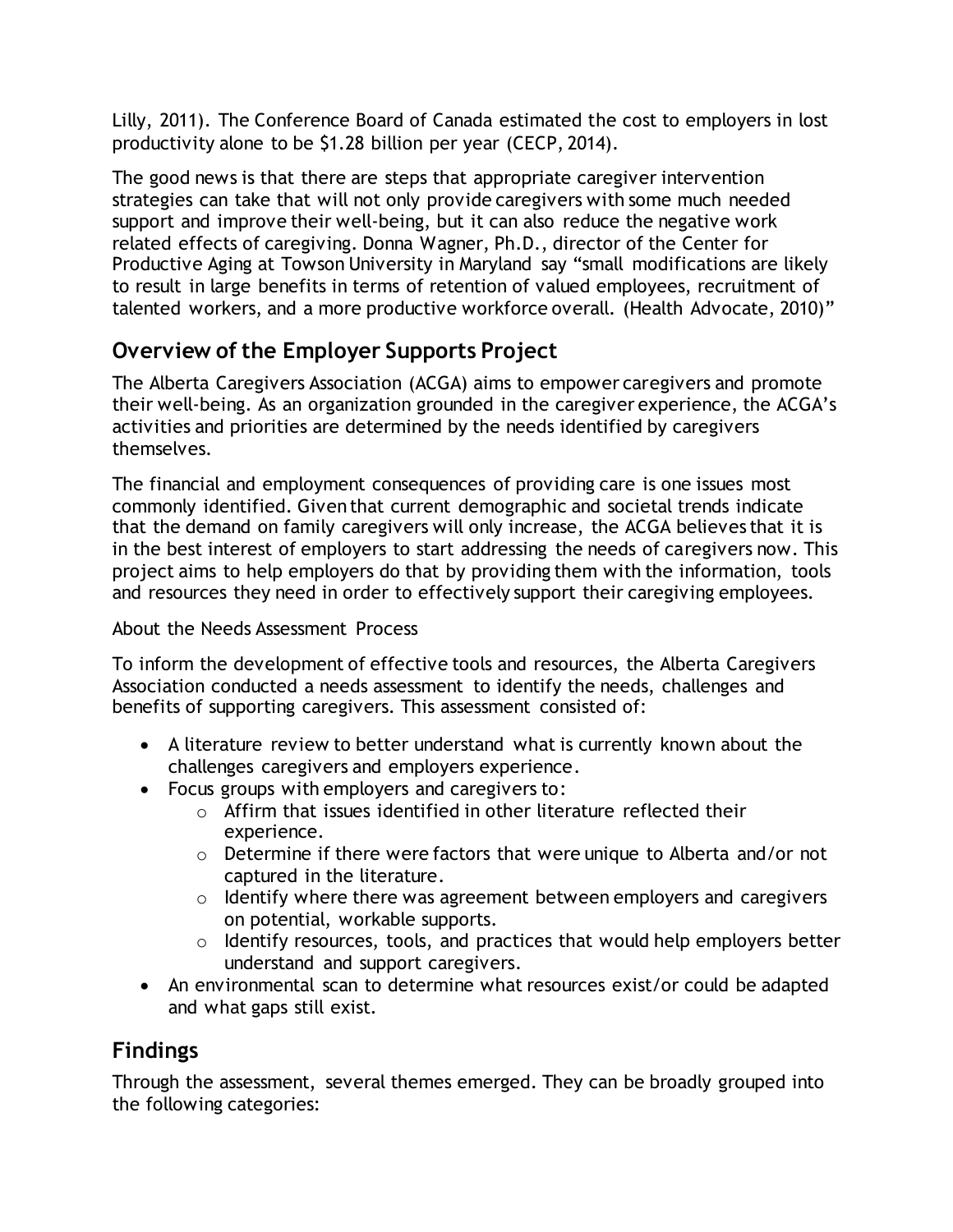Lilly, 2011). The Conference Board of Canada estimated the cost to employers in lost productivity alone to be $1.28 billion per year (CECP, 2014).

The good news is that there are steps that appropriate caregiver intervention strategies can take that will not only provide caregivers with some much needed support and improve their well-being, but it can also reduce the negative work related effects of caregiving. Donna Wagner, Ph.D., director of the Center for Productive Aging at Towson University in Maryland say "small modifications are likely to result in large benefits in terms of retention of valued employees, recruitment of talented workers, and a more productive workforce overall. (Health Advocate, 2010)"

## Overview of the Employer Supports Project

The Alberta Caregivers Association (ACGA) aims to empower caregivers and promote their well-being. As an organization grounded in the caregiver experience, the ACGA's activities and priorities are determined by the needs identified by caregivers themselves.

The financial and employment consequences of providing care is one issues most commonly identified. Given that current demographic and societal trends indicate that the demand on family caregivers will only increase, the ACGA believes that it is in the best interest of employers to start addressing the needs of caregivers now. This project aims to help employers do that by providing them with the information, tools and resources they need in order to effectively support their caregiving employees.

About the Needs Assessment Process

To inform the development of effective tools and resources, the Alberta Caregivers Association conducted a needs assessment to identify the needs, challenges and benefits of supporting caregivers. This assessment consisted of:

- A literature review to better understand what is currently known about the challenges caregivers and employers experience.
- Focus groups with employers and caregivers to:
  - Affirm that issues identified in other literature reflected their experience.
  - Determine if there were factors that were unique to Alberta and/or not captured in the literature.
  - Identify where there was agreement between employers and caregivers on potential, workable supports.
  - Identify resources, tools, and practices that would help employers better understand and support caregivers.
- An environmental scan to determine what resources exist/or could be adapted and what gaps still exist.

## Findings

Through the assessment, several themes emerged. They can be broadly grouped into the following categories: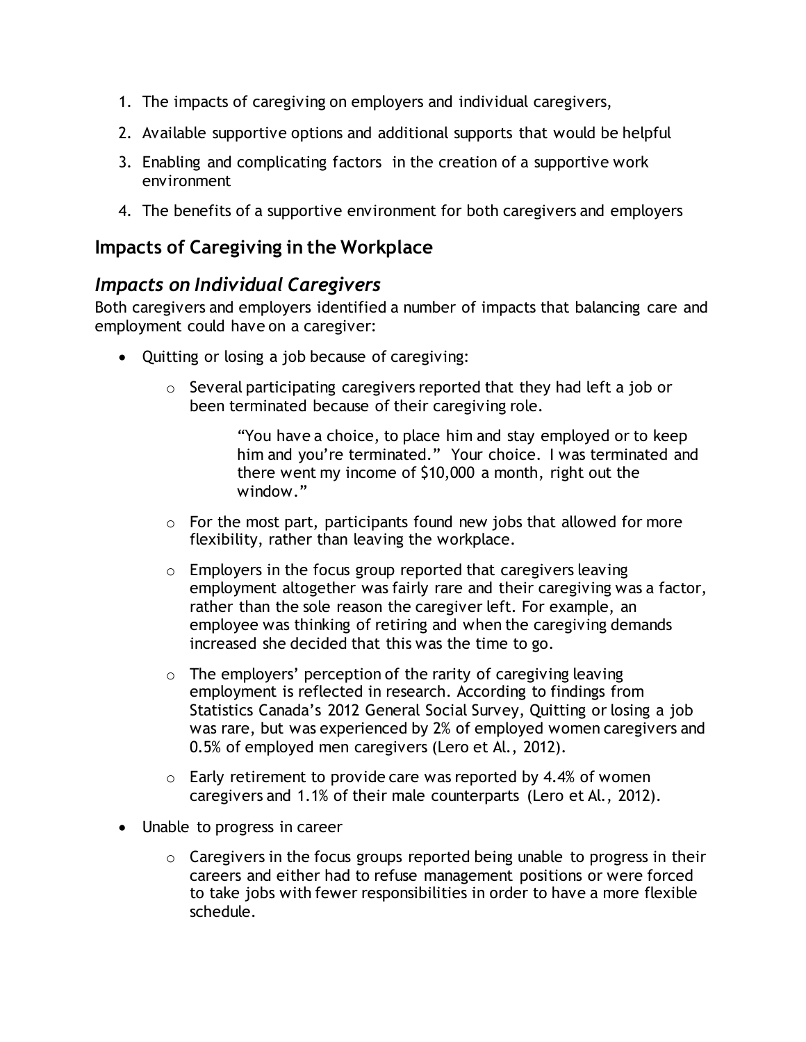1. The impacts of caregiving on employers and individual caregivers,
2. Available supportive options and additional supports that would be helpful
3. Enabling and complicating factors in the creation of a supportive work environment
4. The benefits of a supportive environment for both caregivers and employers

## Impacts of Caregiving in the Workplace

### *Impacts on Individual Caregivers*

Both caregivers and employers identified a number of impacts that balancing care and employment could have on a caregiver:

- Quitting or losing a job because of caregiving:
    - Several participating caregivers reported that they had left a job or been terminated because of their caregiving role.

      > "You have a choice, to place him and stay employed or to keep him and you're terminated." Your choice. I was terminated and there went my income of $10,000 a month, right out the window."

    - For the most part, participants found new jobs that allowed for more flexibility, rather than leaving the workplace.
    - Employers in the focus group reported that caregivers leaving employment altogether was fairly rare and their caregiving was a factor, rather than the sole reason the caregiver left. For example, an employee was thinking of retiring and when the caregiving demands increased she decided that this was the time to go.
    - The employers' perception of the rarity of caregiving leaving employment is reflected in research. According to findings from Statistics Canada's 2012 General Social Survey, Quitting or losing a job was rare, but was experienced by 2% of employed women caregivers and 0.5% of employed men caregivers (Lero et Al., 2012).
    - Early retirement to provide care was reported by 4.4% of women caregivers and 1.1% of their male counterparts (Lero et Al., 2012).
- Unable to progress in career
    - Caregivers in the focus groups reported being unable to progress in their careers and either had to refuse management positions or were forced to take jobs with fewer responsibilities in order to have a more flexible schedule.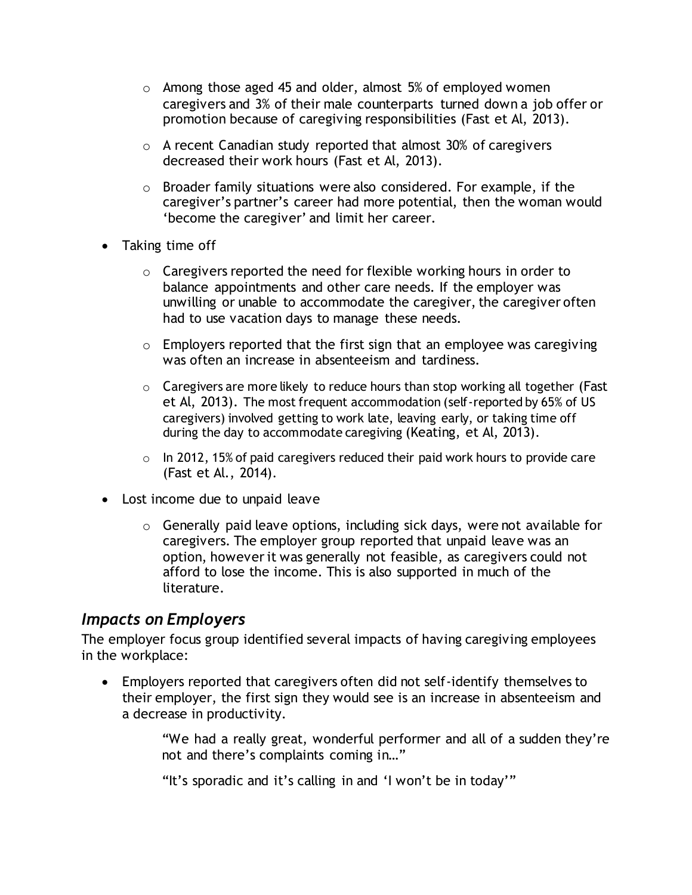- Among those aged 45 and older, almost 5% of employed women caregivers and 3% of their male counterparts turned down a job offer or promotion because of caregiving responsibilities (Fast et Al, 2013).
  - A recent Canadian study reported that almost 30% of caregivers decreased their work hours (Fast et Al, 2013).
  - Broader family situations were also considered. For example, if the caregiver's partner's career had more potential, then the woman would 'become the caregiver' and limit her career.

- Taking time off
  - Caregivers reported the need for flexible working hours in order to balance appointments and other care needs. If the employer was unwilling or unable to accommodate the caregiver, the caregiver often had to use vacation days to manage these needs.
  - Employers reported that the first sign that an employee was caregiving was often an increase in absenteeism and tardiness.
  - Caregivers are more likely to reduce hours than stop working all together (Fast et Al, 2013). The most frequent accommodation (self-reported by 65% of US caregivers) involved getting to work late, leaving early, or taking time off during the day to accommodate caregiving (Keating, et Al, 2013).
  - In 2012, 15% of paid caregivers reduced their paid work hours to provide care (Fast et Al., 2014).

- Lost income due to unpaid leave
  - Generally paid leave options, including sick days, were not available for caregivers. The employer group reported that unpaid leave was an option, however it was generally not feasible, as caregivers could not afford to lose the income. This is also supported in much of the literature.

### *Impacts on Employers*

The employer focus group identified several impacts of having caregiving employees in the workplace:

- Employers reported that caregivers often did not self-identify themselves to their employer, the first sign they would see is an increase in absenteeism and a decrease in productivity.

  > "We had a really great, wonderful performer and all of a sudden they're not and there's complaints coming in…"
  >
  > "It's sporadic and it's calling in and 'I won't be in today'"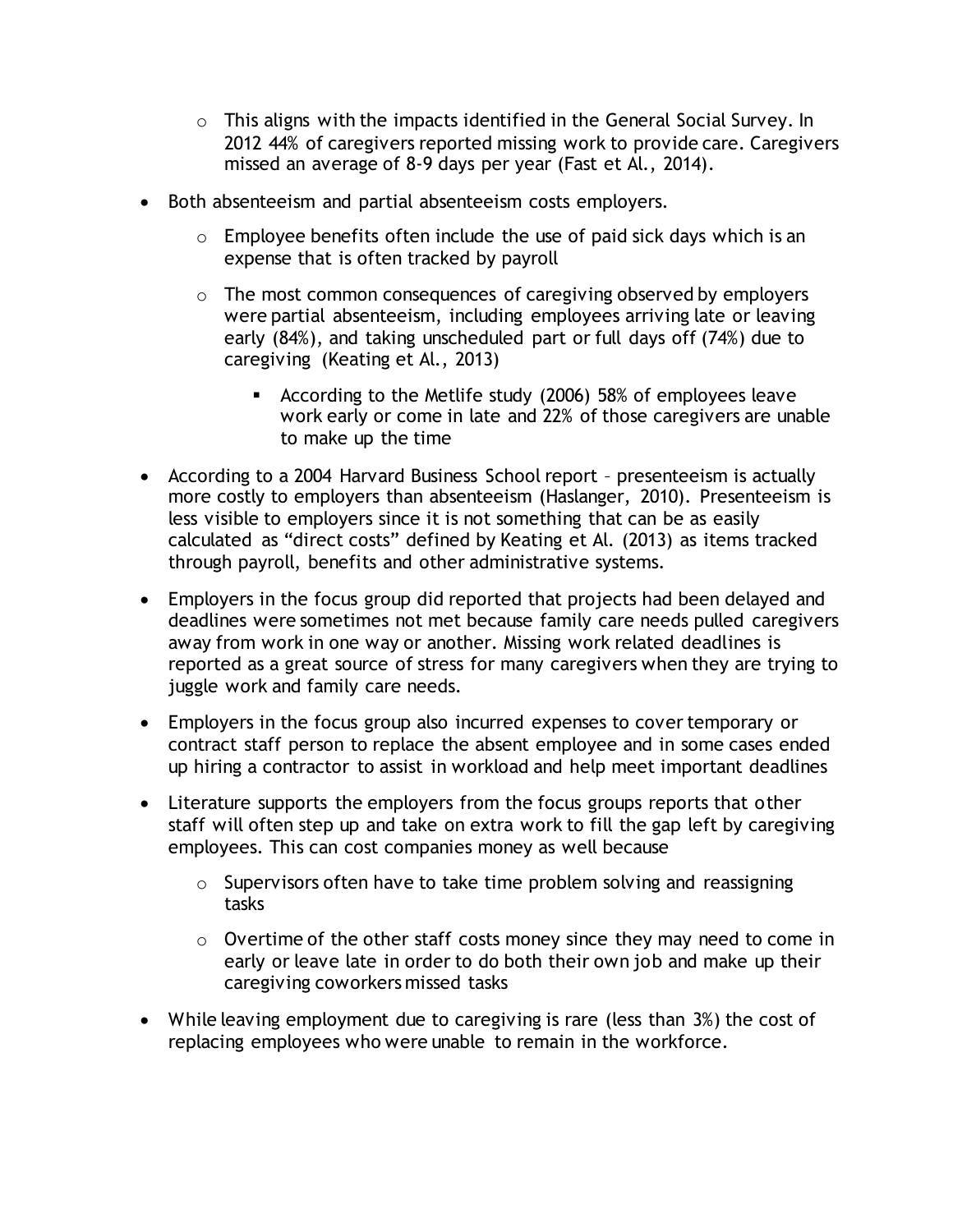- This aligns with the impacts identified in the General Social Survey. In 2012 44% of caregivers reported missing work to provide care. Caregivers missed an average of 8-9 days per year (Fast et Al., 2014).

- Both absenteeism and partial absenteeism costs employers.
  - Employee benefits often include the use of paid sick days which is an expense that is often tracked by payroll
  - The most common consequences of caregiving observed by employers were partial absenteeism, including employees arriving late or leaving early (84%), and taking unscheduled part or full days off (74%) due to caregiving (Keating et Al., 2013)
    - According to the Metlife study (2006) 58% of employees leave work early or come in late and 22% of those caregivers are unable to make up the time

- According to a 2004 Harvard Business School report – presenteeism is actually more costly to employers than absenteeism (Haslanger, 2010). Presenteeism is less visible to employers since it is not something that can be as easily calculated as "direct costs" defined by Keating et Al. (2013) as items tracked through payroll, benefits and other administrative systems.

- Employers in the focus group did reported that projects had been delayed and deadlines were sometimes not met because family care needs pulled caregivers away from work in one way or another. Missing work related deadlines is reported as a great source of stress for many caregivers when they are trying to juggle work and family care needs.

- Employers in the focus group also incurred expenses to cover temporary or contract staff person to replace the absent employee and in some cases ended up hiring a contractor to assist in workload and help meet important deadlines

- Literature supports the employers from the focus groups reports that other staff will often step up and take on extra work to fill the gap left by caregiving employees. This can cost companies money as well because
  - Supervisors often have to take time problem solving and reassigning tasks
  - Overtime of the other staff costs money since they may need to come in early or leave late in order to do both their own job and make up their caregiving coworkers missed tasks

- While leaving employment due to caregiving is rare (less than 3%) the cost of replacing employees who were unable to remain in the workforce.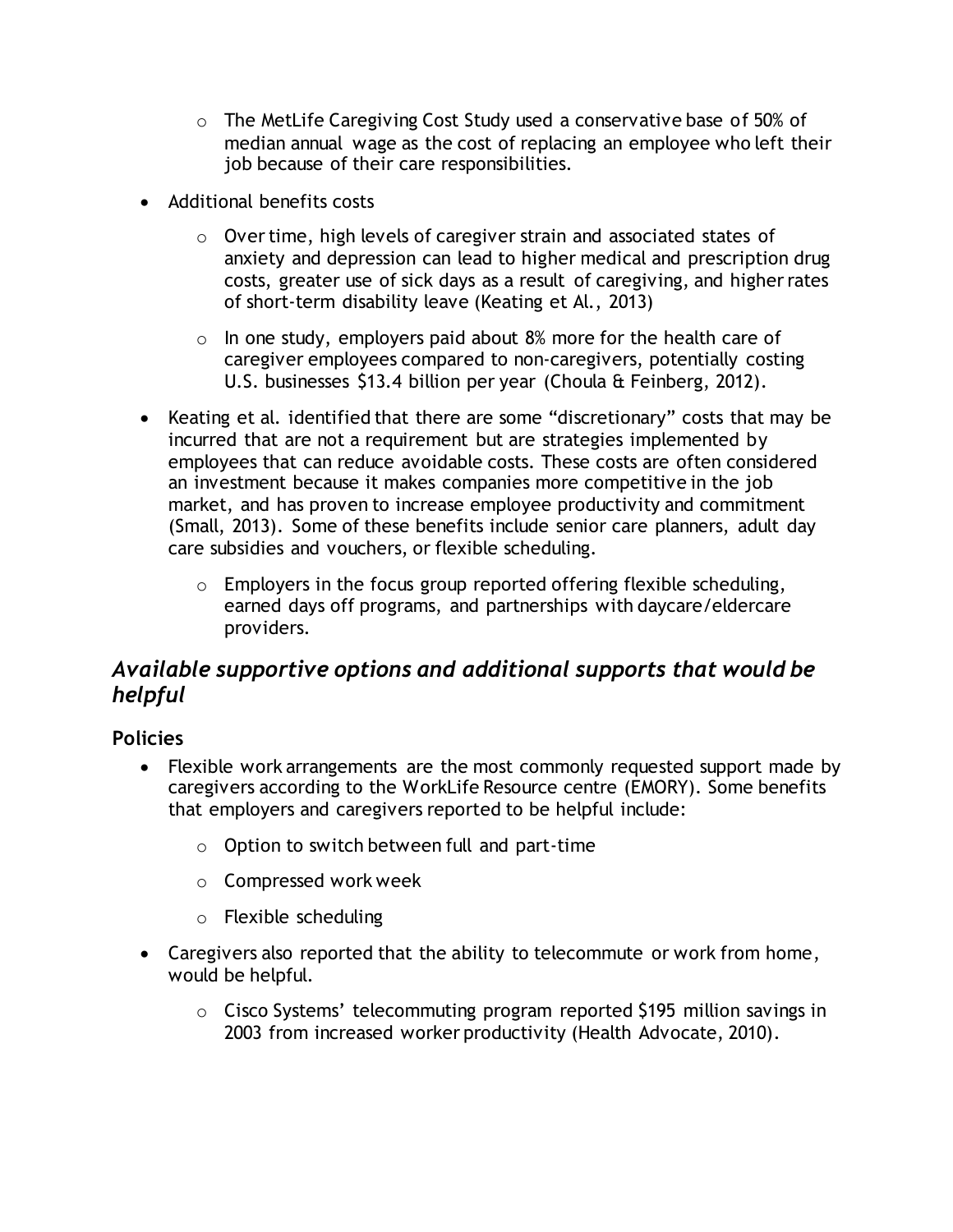- The MetLife Caregiving Cost Study used a conservative base of 50% of median annual wage as the cost of replacing an employee who left their job because of their care responsibilities.

- Additional benefits costs
  - Over time, high levels of caregiver strain and associated states of anxiety and depression can lead to higher medical and prescription drug costs, greater use of sick days as a result of caregiving, and higher rates of short-term disability leave (Keating et Al., 2013)
  - In one study, employers paid about 8% more for the health care of caregiver employees compared to non-caregivers, potentially costing U.S. businesses $13.4 billion per year (Choula & Feinberg, 2012).

- Keating et al. identified that there are some "discretionary" costs that may be incurred that are not a requirement but are strategies implemented by employees that can reduce avoidable costs. These costs are often considered an investment because it makes companies more competitive in the job market, and has proven to increase employee productivity and commitment (Small, 2013). Some of these benefits include senior care planners, adult day care subsidies and vouchers, or flexible scheduling.
  - Employers in the focus group reported offering flexible scheduling, earned days off programs, and partnerships with daycare/eldercare providers.

## *Available supportive options and additional supports that would be helpful*

### Policies

- Flexible work arrangements are the most commonly requested support made by caregivers according to the WorkLife Resource centre (EMORY). Some benefits that employers and caregivers reported to be helpful include:
  - Option to switch between full and part-time
  - Compressed work week
  - Flexible scheduling

- Caregivers also reported that the ability to telecommute or work from home, would be helpful.
  - Cisco Systems' telecommuting program reported $195 million savings in 2003 from increased worker productivity (Health Advocate, 2010).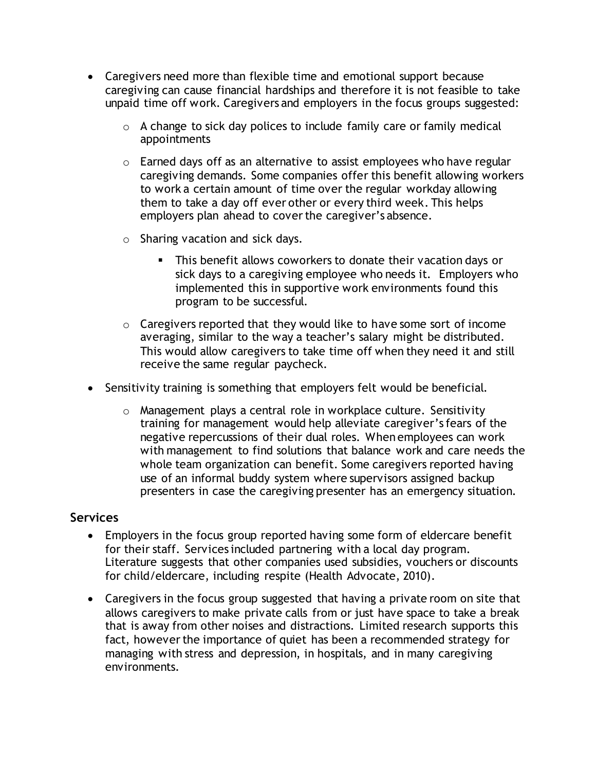- Caregivers need more than flexible time and emotional support because caregiving can cause financial hardships and therefore it is not feasible to take unpaid time off work. Caregivers and employers in the focus groups suggested:
  - A change to sick day polices to include family care or family medical appointments
  - Earned days off as an alternative to assist employees who have regular caregiving demands. Some companies offer this benefit allowing workers to work a certain amount of time over the regular workday allowing them to take a day off ever other or every third week. This helps employers plan ahead to cover the caregiver's absence.
  - Sharing vacation and sick days.
    - This benefit allows coworkers to donate their vacation days or sick days to a caregiving employee who needs it. Employers who implemented this in supportive work environments found this program to be successful.
  - Caregivers reported that they would like to have some sort of income averaging, similar to the way a teacher's salary might be distributed. This would allow caregivers to take time off when they need it and still receive the same regular paycheck.
- Sensitivity training is something that employers felt would be beneficial.
  - Management plays a central role in workplace culture. Sensitivity training for management would help alleviate caregiver's fears of the negative repercussions of their dual roles. When employees can work with management to find solutions that balance work and care needs the whole team organization can benefit. Some caregivers reported having use of an informal buddy system where supervisors assigned backup presenters in case the caregiving presenter has an emergency situation.

## Services

- Employers in the focus group reported having some form of eldercare benefit for their staff. Services included partnering with a local day program. Literature suggests that other companies used subsidies, vouchers or discounts for child/eldercare, including respite (Health Advocate, 2010).
- Caregivers in the focus group suggested that having a private room on site that allows caregivers to make private calls from or just have space to take a break that is away from other noises and distractions. Limited research supports this fact, however the importance of quiet has been a recommended strategy for managing with stress and depression, in hospitals, and in many caregiving environments.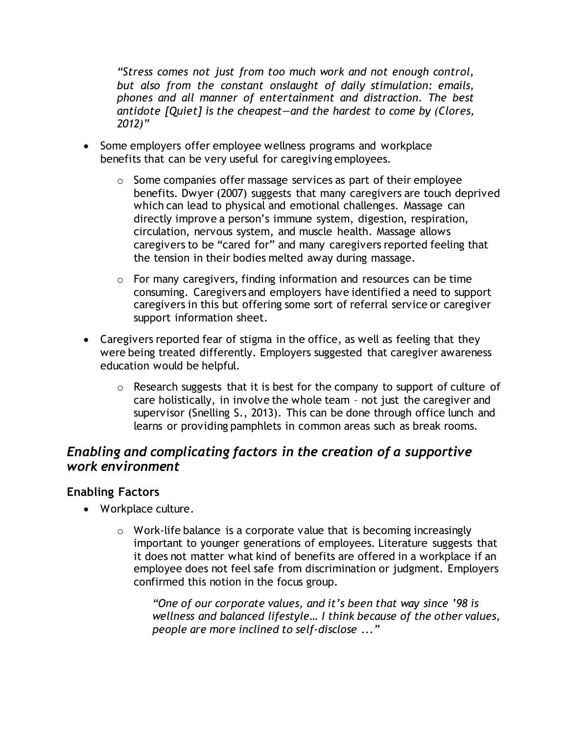*"Stress comes not just from too much work and not enough control, but also from the constant onslaught of daily stimulation: emails, phones and all manner of entertainment and distraction. The best antidote [Quiet] is the cheapest—and the hardest to come by (Clores, 2012)"*

- Some employers offer employee wellness programs and workplace benefits that can be very useful for caregiving employees.
    - Some companies offer massage services as part of their employee benefits. Dwyer (2007) suggests that many caregivers are touch deprived which can lead to physical and emotional challenges. Massage can directly improve a person's immune system, digestion, respiration, circulation, nervous system, and muscle health. Massage allows caregivers to be "cared for" and many caregivers reported feeling that the tension in their bodies melted away during massage.
    - For many caregivers, finding information and resources can be time consuming. Caregivers and employers have identified a need to support caregivers in this but offering some sort of referral service or caregiver support information sheet.
- Caregivers reported fear of stigma in the office, as well as feeling that they were being treated differently. Employers suggested that caregiver awareness education would be helpful.
    - Research suggests that it is best for the company to support of culture of care holistically, in involve the whole team – not just the caregiver and supervisor (Snelling S., 2013). This can be done through office lunch and learns or providing pamphlets in common areas such as break rooms.

## *Enabling and complicating factors in the creation of a supportive work environment*

### Enabling Factors

- Workplace culture.
    - Work-life balance is a corporate value that is becoming increasingly important to younger generations of employees. Literature suggests that it does not matter what kind of benefits are offered in a workplace if an employee does not feel safe from discrimination or judgment. Employers confirmed this notion in the focus group.

        *"One of our corporate values, and it's been that way since '98 is wellness and balanced lifestyle… I think because of the other values, people are more inclined to self-disclose ..."*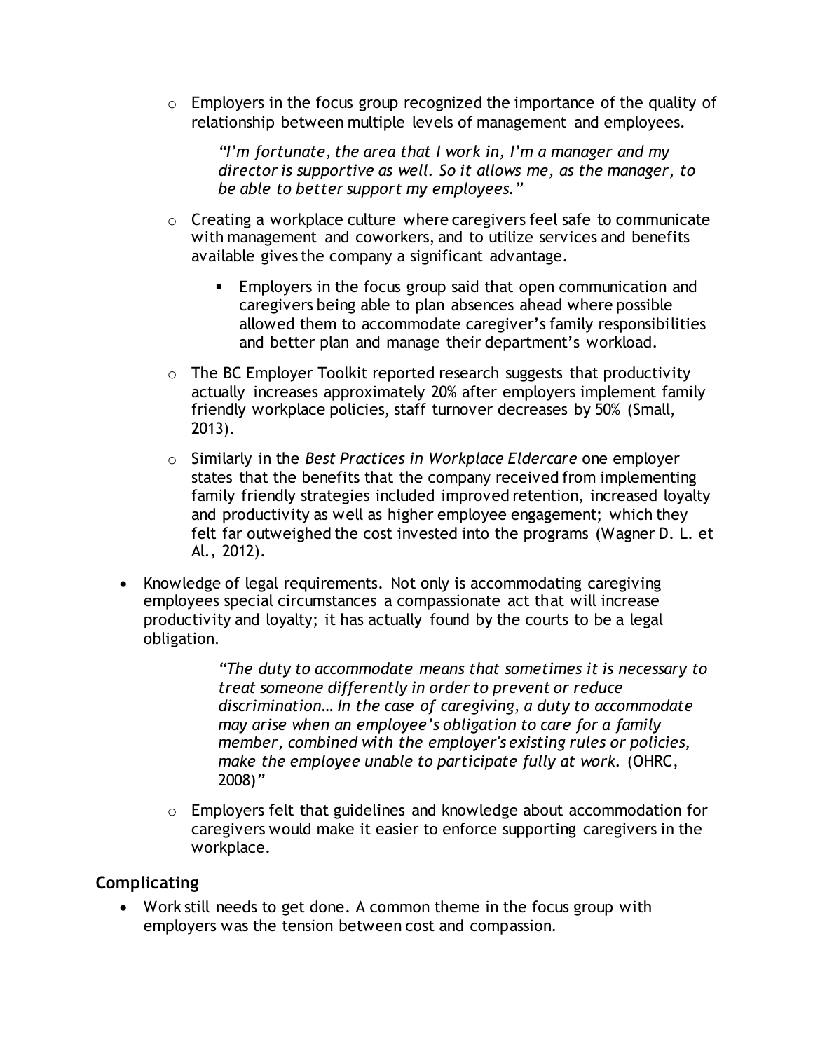- Employers in the focus group recognized the importance of the quality of relationship between multiple levels of management and employees.

    *"I'm fortunate, the area that I work in, I'm a manager and my director is supportive as well. So it allows me, as the manager, to be able to better support my employees."*

  - Creating a workplace culture where caregivers feel safe to communicate with management and coworkers, and to utilize services and benefits available gives the company a significant advantage.
    - Employers in the focus group said that open communication and caregivers being able to plan absences ahead where possible allowed them to accommodate caregiver's family responsibilities and better plan and manage their department's workload.
  - The BC Employer Toolkit reported research suggests that productivity actually increases approximately 20% after employers implement family friendly workplace policies, staff turnover decreases by 50% (Small, 2013).
  - Similarly in the *Best Practices in Workplace Eldercare* one employer states that the benefits that the company received from implementing family friendly strategies included improved retention, increased loyalty and productivity as well as higher employee engagement; which they felt far outweighed the cost invested into the programs (Wagner D. L. et Al., 2012).

- Knowledge of legal requirements. Not only is accommodating caregiving employees special circumstances a compassionate act that will increase productivity and loyalty; it has actually found by the courts to be a legal obligation.

    *"The duty to accommodate means that sometimes it is necessary to treat someone differently in order to prevent or reduce discrimination… In the case of caregiving, a duty to accommodate may arise when an employee's obligation to care for a family member, combined with the employer's existing rules or policies, make the employee unable to participate fully at work.* (OHRC, 2008)"

  - Employers felt that guidelines and knowledge about accommodation for caregivers would make it easier to enforce supporting caregivers in the workplace.

### Complicating

- Work still needs to get done. A common theme in the focus group with employers was the tension between cost and compassion.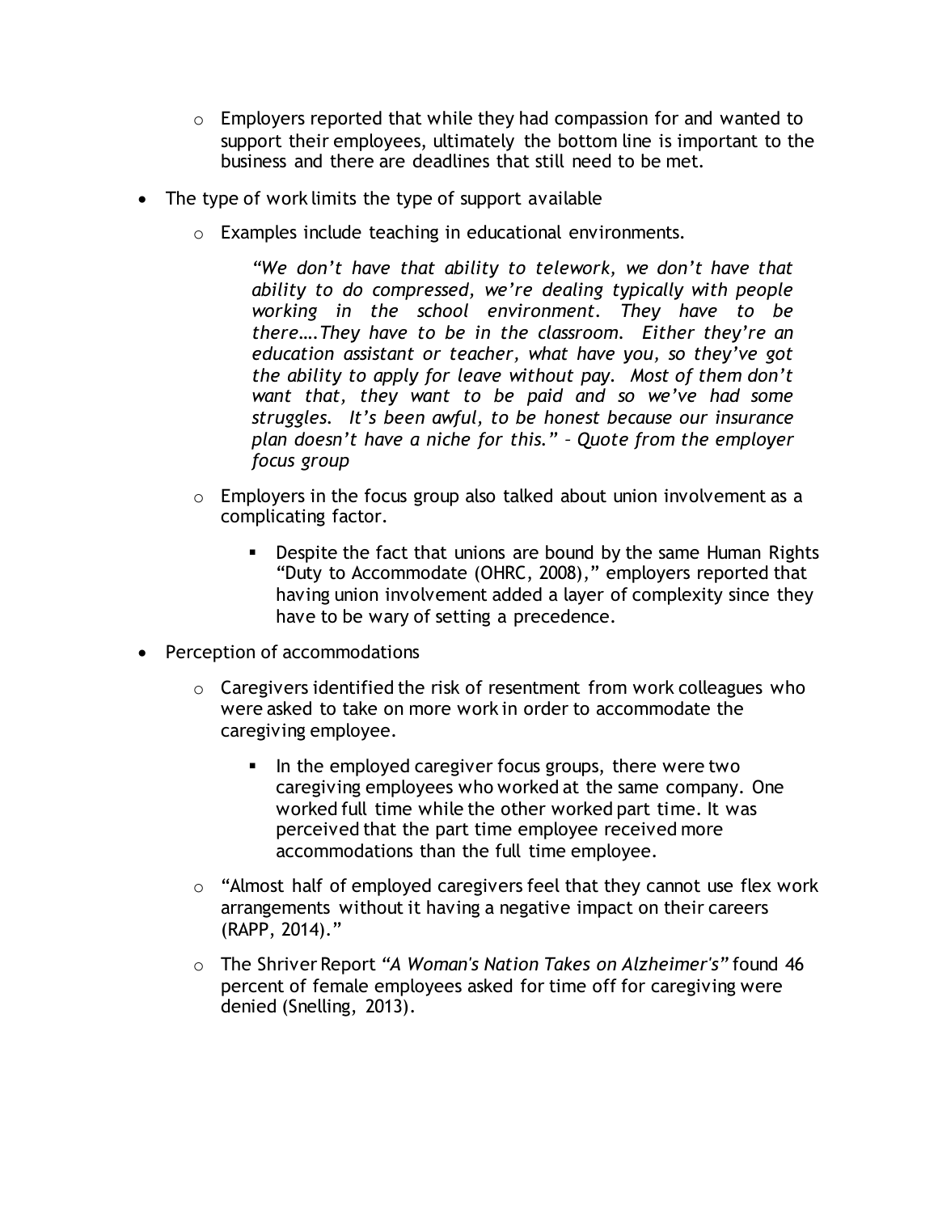- Employers reported that while they had compassion for and wanted to support their employees, ultimately the bottom line is important to the business and there are deadlines that still need to be met.

- The type of work limits the type of support available
    - Examples include teaching in educational environments.

        > *"We don't have that ability to telework, we don't have that ability to do compressed, we're dealing typically with people working in the school environment. They have to be there….They have to be in the classroom. Either they're an education assistant or teacher, what have you, so they've got the ability to apply for leave without pay. Most of them don't want that, they want to be paid and so we've had some struggles. It's been awful, to be honest because our insurance plan doesn't have a niche for this." – Quote from the employer focus group*

    - Employers in the focus group also talked about union involvement as a complicating factor.
        - Despite the fact that unions are bound by the same Human Rights "Duty to Accommodate (OHRC, 2008)," employers reported that having union involvement added a layer of complexity since they have to be wary of setting a precedence.

- Perception of accommodations
    - Caregivers identified the risk of resentment from work colleagues who were asked to take on more work in order to accommodate the caregiving employee.
        - In the employed caregiver focus groups, there were two caregiving employees who worked at the same company. One worked full time while the other worked part time. It was perceived that the part time employee received more accommodations than the full time employee.
    - "Almost half of employed caregivers feel that they cannot use flex work arrangements without it having a negative impact on their careers (RAPP, 2014)."
    - The Shriver Report *"A Woman's Nation Takes on Alzheimer's"* found 46 percent of female employees asked for time off for caregiving were denied (Snelling, 2013).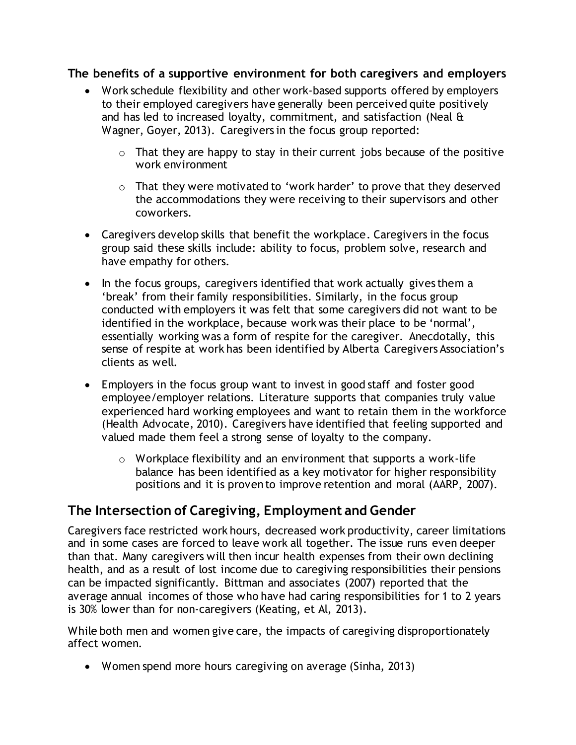### The benefits of a supportive environment for both caregivers and employers

- Work schedule flexibility and other work-based supports offered by employers to their employed caregivers have generally been perceived quite positively and has led to increased loyalty, commitment, and satisfaction (Neal & Wagner, Goyer, 2013). Caregivers in the focus group reported:
  - That they are happy to stay in their current jobs because of the positive work environment
  - That they were motivated to 'work harder' to prove that they deserved the accommodations they were receiving to their supervisors and other coworkers.
- Caregivers develop skills that benefit the workplace. Caregivers in the focus group said these skills include: ability to focus, problem solve, research and have empathy for others.
- In the focus groups, caregivers identified that work actually gives them a 'break' from their family responsibilities. Similarly, in the focus group conducted with employers it was felt that some caregivers did not want to be identified in the workplace, because work was their place to be 'normal', essentially working was a form of respite for the caregiver. Anecdotally, this sense of respite at work has been identified by Alberta Caregivers Association's clients as well.
- Employers in the focus group want to invest in good staff and foster good employee/employer relations. Literature supports that companies truly value experienced hard working employees and want to retain them in the workforce (Health Advocate, 2010). Caregivers have identified that feeling supported and valued made them feel a strong sense of loyalty to the company.
  - Workplace flexibility and an environment that supports a work-life balance has been identified as a key motivator for higher responsibility positions and it is proven to improve retention and moral (AARP, 2007).

## The Intersection of Caregiving, Employment and Gender

Caregivers face restricted work hours, decreased work productivity, career limitations and in some cases are forced to leave work all together. The issue runs even deeper than that. Many caregivers will then incur health expenses from their own declining health, and as a result of lost income due to caregiving responsibilities their pensions can be impacted significantly. Bittman and associates (2007) reported that the average annual incomes of those who have had caring responsibilities for 1 to 2 years is 30% lower than for non-caregivers (Keating, et Al, 2013).

While both men and women give care, the impacts of caregiving disproportionately affect women.

- Women spend more hours caregiving on average (Sinha, 2013)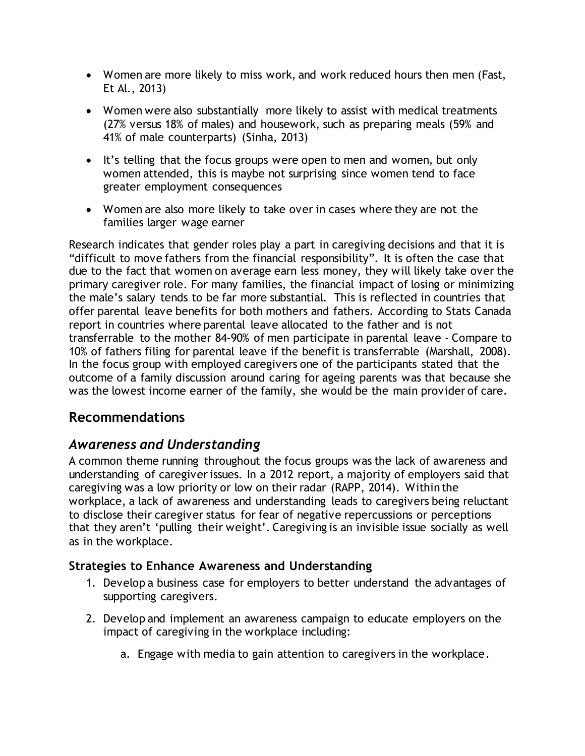- Women are more likely to miss work, and work reduced hours then men (Fast, Et Al., 2013)
- Women were also substantially more likely to assist with medical treatments (27% versus 18% of males) and housework, such as preparing meals (59% and 41% of male counterparts) (Sinha, 2013)
- It's telling that the focus groups were open to men and women, but only women attended, this is maybe not surprising since women tend to face greater employment consequences
- Women are also more likely to take over in cases where they are not the families larger wage earner

Research indicates that gender roles play a part in caregiving decisions and that it is "difficult to move fathers from the financial responsibility". It is often the case that due to the fact that women on average earn less money, they will likely take over the primary caregiver role. For many families, the financial impact of losing or minimizing the male's salary tends to be far more substantial. This is reflected in countries that offer parental leave benefits for both mothers and fathers. According to Stats Canada report in countries where parental leave allocated to the father and is not transferrable to the mother 84-90% of men participate in parental leave - Compare to 10% of fathers filing for parental leave if the benefit is transferrable (Marshall, 2008). In the focus group with employed caregivers one of the participants stated that the outcome of a family discussion around caring for ageing parents was that because she was the lowest income earner of the family, she would be the main provider of care.

## Recommendations

## *Awareness and Understanding*

A common theme running throughout the focus groups was the lack of awareness and understanding of caregiver issues. In a 2012 report, a majority of employers said that caregiving was a low priority or low on their radar (RAPP, 2014). Within the workplace, a lack of awareness and understanding leads to caregivers being reluctant to disclose their caregiver status for fear of negative repercussions or perceptions that they aren't 'pulling their weight'. Caregiving is an invisible issue socially as well as in the workplace.

### Strategies to Enhance Awareness and Understanding

1. Develop a business case for employers to better understand the advantages of supporting caregivers.
2. Develop and implement an awareness campaign to educate employers on the impact of caregiving in the workplace including:
    a. Engage with media to gain attention to caregivers in the workplace.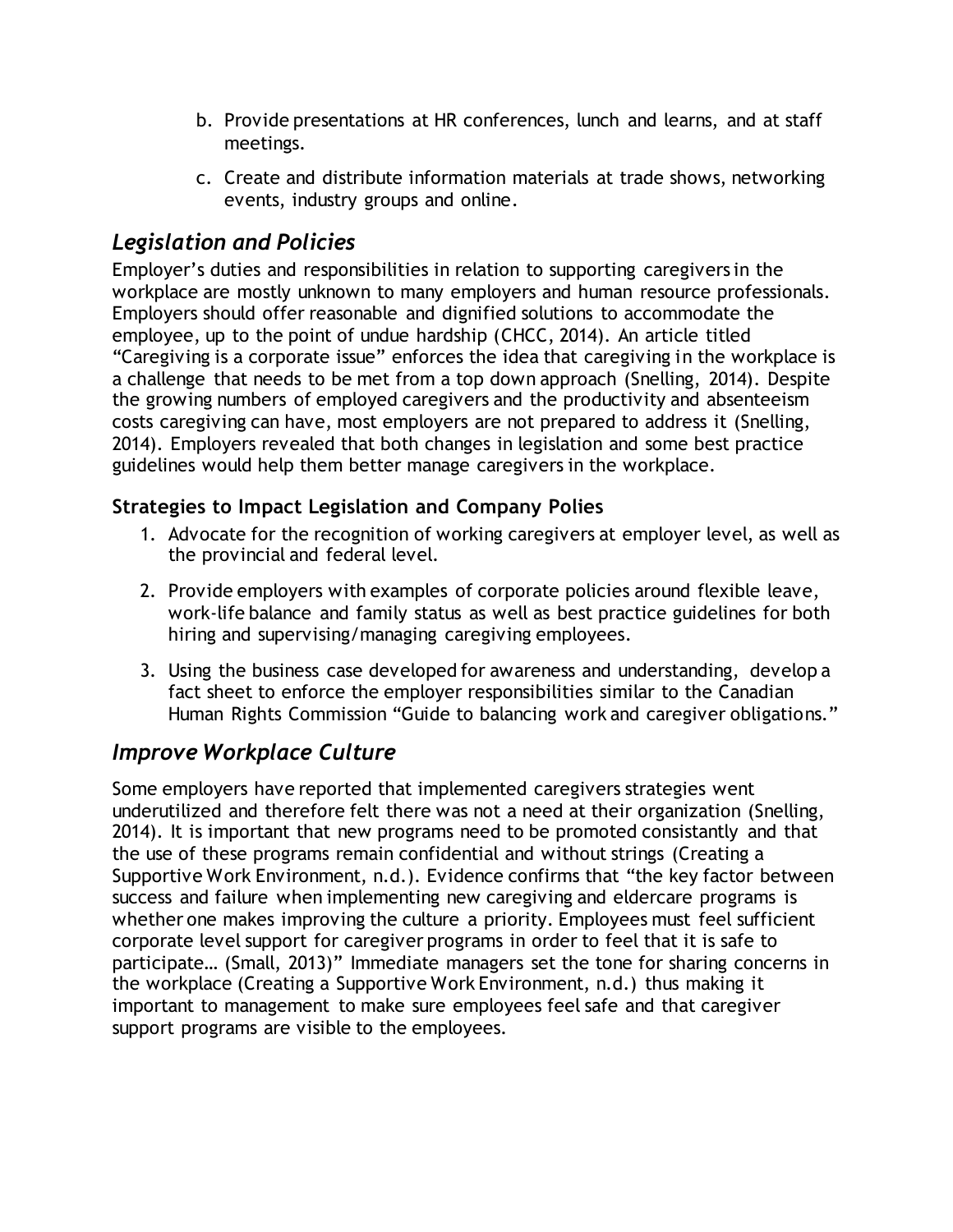b. Provide presentations at HR conferences, lunch and learns, and at staff meetings.

c. Create and distribute information materials at trade shows, networking events, industry groups and online.

## *Legislation and Policies*

Employer's duties and responsibilities in relation to supporting caregivers in the workplace are mostly unknown to many employers and human resource professionals. Employers should offer reasonable and dignified solutions to accommodate the employee, up to the point of undue hardship (CHCC, 2014). An article titled "Caregiving is a corporate issue" enforces the idea that caregiving in the workplace is a challenge that needs to be met from a top down approach (Snelling, 2014). Despite the growing numbers of employed caregivers and the productivity and absenteeism costs caregiving can have, most employers are not prepared to address it (Snelling, 2014). Employers revealed that both changes in legislation and some best practice guidelines would help them better manage caregivers in the workplace.

### Strategies to Impact Legislation and Company Polies

1. Advocate for the recognition of working caregivers at employer level, as well as the provincial and federal level.
2. Provide employers with examples of corporate policies around flexible leave, work-life balance and family status as well as best practice guidelines for both hiring and supervising/managing caregiving employees.
3. Using the business case developed for awareness and understanding, develop a fact sheet to enforce the employer responsibilities similar to the Canadian Human Rights Commission "Guide to balancing work and caregiver obligations."

## *Improve Workplace Culture*

Some employers have reported that implemented caregivers strategies went underutilized and therefore felt there was not a need at their organization (Snelling, 2014). It is important that new programs need to be promoted consistantly and that the use of these programs remain confidential and without strings (Creating a Supportive Work Environment, n.d.). Evidence confirms that "the key factor between success and failure when implementing new caregiving and eldercare programs is whether one makes improving the culture a priority. Employees must feel sufficient corporate level support for caregiver programs in order to feel that it is safe to participate… (Small, 2013)" Immediate managers set the tone for sharing concerns in the workplace (Creating a Supportive Work Environment, n.d.) thus making it important to management to make sure employees feel safe and that caregiver support programs are visible to the employees.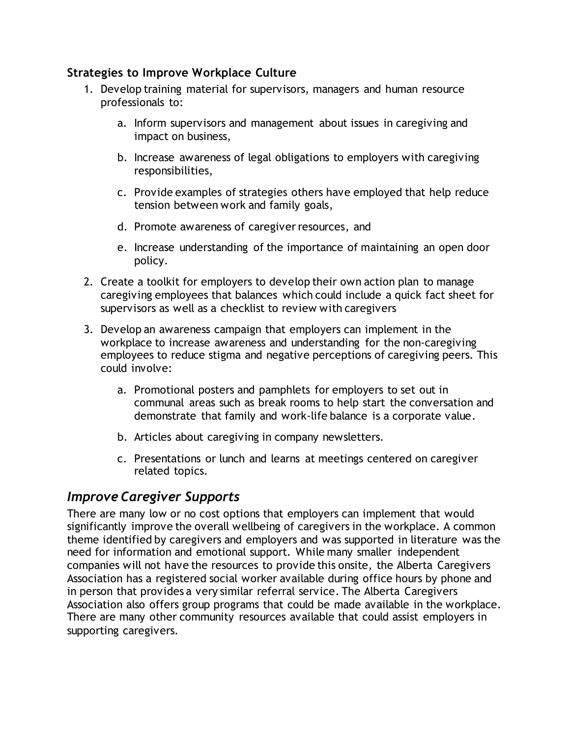**Strategies to Improve Workplace Culture**

1. Develop training material for supervisors, managers and human resource professionals to:

    a. Inform supervisors and management about issues in caregiving and impact on business,

    b. Increase awareness of legal obligations to employers with caregiving responsibilities,

    c. Provide examples of strategies others have employed that help reduce tension between work and family goals,

    d. Promote awareness of caregiver resources, and

    e. Increase understanding of the importance of maintaining an open door policy.

2. Create a toolkit for employers to develop their own action plan to manage caregiving employees that balances which could include a quick fact sheet for supervisors as well as a checklist to review with caregivers

3. Develop an awareness campaign that employers can implement in the workplace to increase awareness and understanding for the non-caregiving employees to reduce stigma and negative perceptions of caregiving peers. This could involve:

    a. Promotional posters and pamphlets for employers to set out in communal areas such as break rooms to help start the conversation and demonstrate that family and work-life balance is a corporate value.

    b. Articles about caregiving in company newsletters.

    c. Presentations or lunch and learns at meetings centered on caregiver related topics.

## *Improve Caregiver Supports*

There are many low or no cost options that employers can implement that would significantly improve the overall wellbeing of caregivers in the workplace. A common theme identified by caregivers and employers and was supported in literature was the need for information and emotional support. While many smaller independent companies will not have the resources to provide this onsite, the Alberta Caregivers Association has a registered social worker available during office hours by phone and in person that provides a very similar referral service. The Alberta Caregivers Association also offers group programs that could be made available in the workplace. There are many other community resources available that could assist employers in supporting caregivers.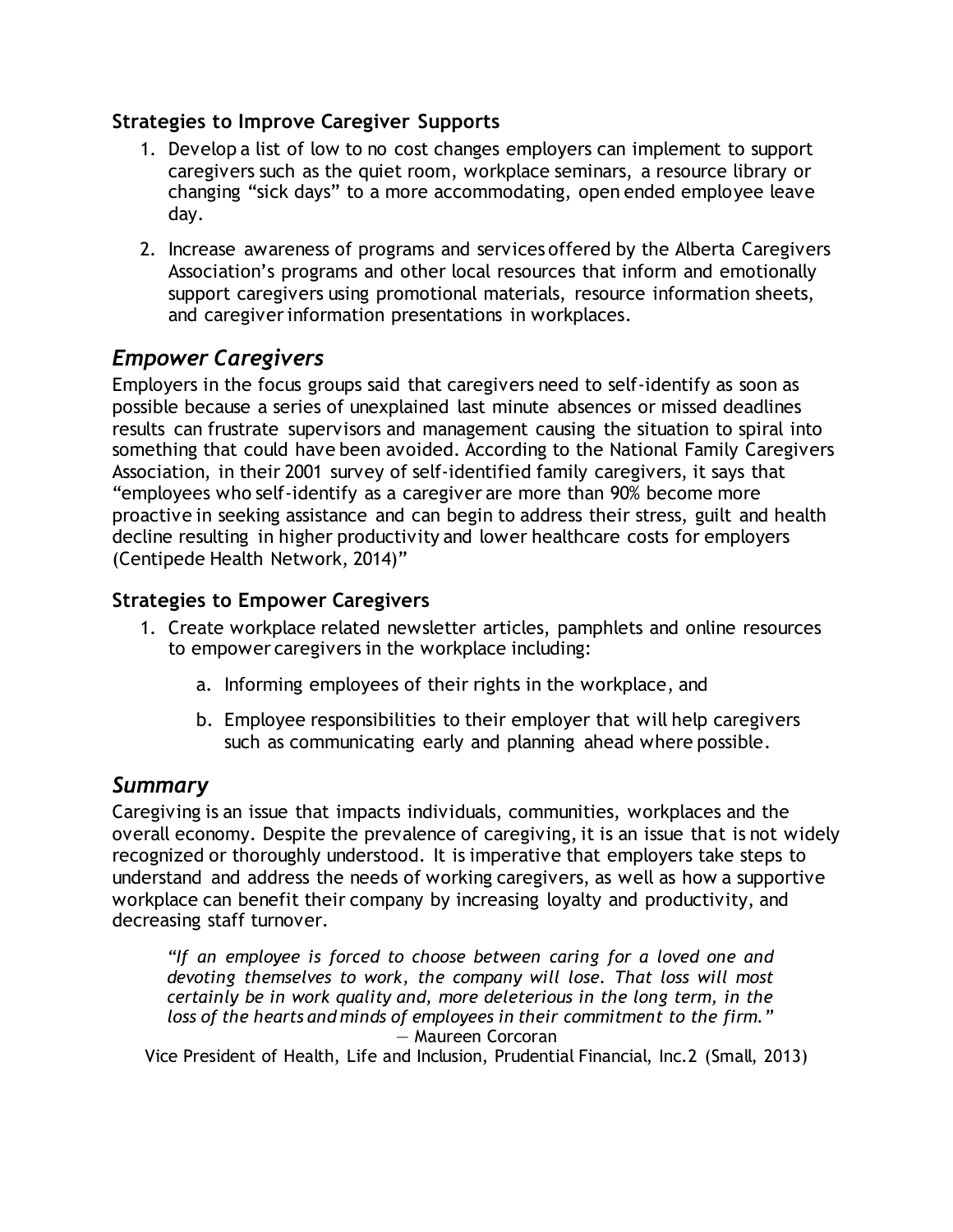### Strategies to Improve Caregiver Supports

1. Develop a list of low to no cost changes employers can implement to support caregivers such as the quiet room, workplace seminars, a resource library or changing "sick days" to a more accommodating, open ended employee leave day.

2. Increase awareness of programs and services offered by the Alberta Caregivers Association's programs and other local resources that inform and emotionally support caregivers using promotional materials, resource information sheets, and caregiver information presentations in workplaces.

## *Empower Caregivers*

Employers in the focus groups said that caregivers need to self-identify as soon as possible because a series of unexplained last minute absences or missed deadlines results can frustrate supervisors and management causing the situation to spiral into something that could have been avoided. According to the National Family Caregivers Association, in their 2001 survey of self-identified family caregivers, it says that "employees who self-identify as a caregiver are more than 90% become more proactive in seeking assistance and can begin to address their stress, guilt and health decline resulting in higher productivity and lower healthcare costs for employers (Centipede Health Network, 2014)"

### Strategies to Empower Caregivers

1. Create workplace related newsletter articles, pamphlets and online resources to empower caregivers in the workplace including:

    a. Informing employees of their rights in the workplace, and

    b. Employee responsibilities to their employer that will help caregivers such as communicating early and planning ahead where possible.

## *Summary*

Caregiving is an issue that impacts individuals, communities, workplaces and the overall economy. Despite the prevalence of caregiving, it is an issue that is not widely recognized or thoroughly understood. It is imperative that employers take steps to understand and address the needs of working caregivers, as well as how a supportive workplace can benefit their company by increasing loyalty and productivity, and decreasing staff turnover.

> *"If an employee is forced to choose between caring for a loved one and devoting themselves to work, the company will lose. That loss will most certainly be in work quality and, more deleterious in the long term, in the loss of the hearts and minds of employees in their commitment to the firm."*
> — Maureen Corcoran
> Vice President of Health, Life and Inclusion, Prudential Financial, Inc.2 (Small, 2013)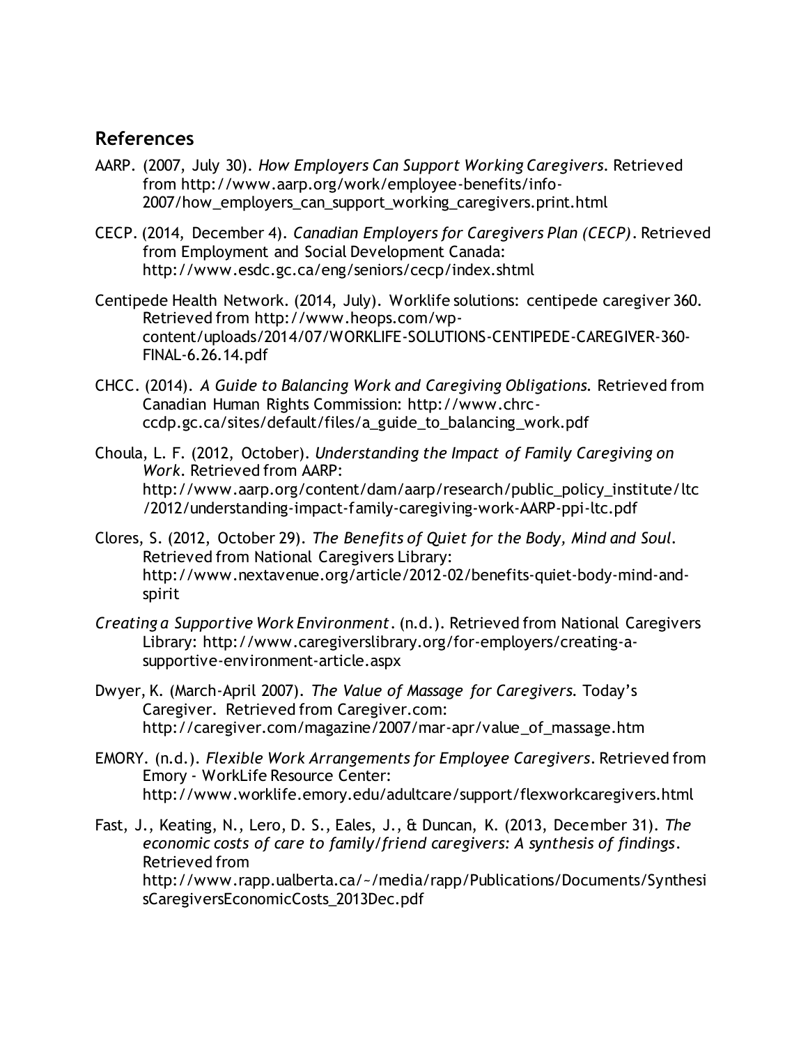## References

AARP. (2007, July 30). *How Employers Can Support Working Caregivers*. Retrieved from http://www.aarp.org/work/employee-benefits/info-2007/how_employers_can_support_working_caregivers.print.html

CECP. (2014, December 4). *Canadian Employers for Caregivers Plan (CECP)*. Retrieved from Employment and Social Development Canada: http://www.esdc.gc.ca/eng/seniors/cecp/index.shtml

Centipede Health Network. (2014, July). Worklife solutions: centipede caregiver 360. Retrieved from http://www.heops.com/wp-content/uploads/2014/07/WORKLIFE-SOLUTIONS-CENTIPEDE-CAREGIVER-360-FINAL-6.26.14.pdf

CHCC. (2014). *A Guide to Balancing Work and Caregiving Obligations*. Retrieved from Canadian Human Rights Commission: http://www.chrc-ccdp.gc.ca/sites/default/files/a_guide_to_balancing_work.pdf

Choula, L. F. (2012, October). *Understanding the Impact of Family Caregiving on Work*. Retrieved from AARP: http://www.aarp.org/content/dam/aarp/research/public_policy_institute/ltc/2012/understanding-impact-family-caregiving-work-AARP-ppi-ltc.pdf

Clores, S. (2012, October 29). *The Benefits of Quiet for the Body, Mind and Soul*. Retrieved from National Caregivers Library: http://www.nextavenue.org/article/2012-02/benefits-quiet-body-mind-and-spirit

*Creating a Supportive Work Environment*. (n.d.). Retrieved from National Caregivers Library: http://www.caregiverslibrary.org/for-employers/creating-a-supportive-environment-article.aspx

Dwyer, K. (March-April 2007). *The Value of Massage for Caregivers*. Today's Caregiver. Retrieved from Caregiver.com: http://caregiver.com/magazine/2007/mar-apr/value_of_massage.htm

EMORY. (n.d.). *Flexible Work Arrangements for Employee Caregivers*. Retrieved from Emory - WorkLife Resource Center: http://www.worklife.emory.edu/adultcare/support/flexworkcaregivers.html

Fast, J., Keating, N., Lero, D. S., Eales, J., & Duncan, K. (2013, December 31). *The economic costs of care to family/friend caregivers: A synthesis of findings*. Retrieved from http://www.rapp.ualberta.ca/~/media/rapp/Publications/Documents/SynthesisCaregiversEconomicCosts_2013Dec.pdf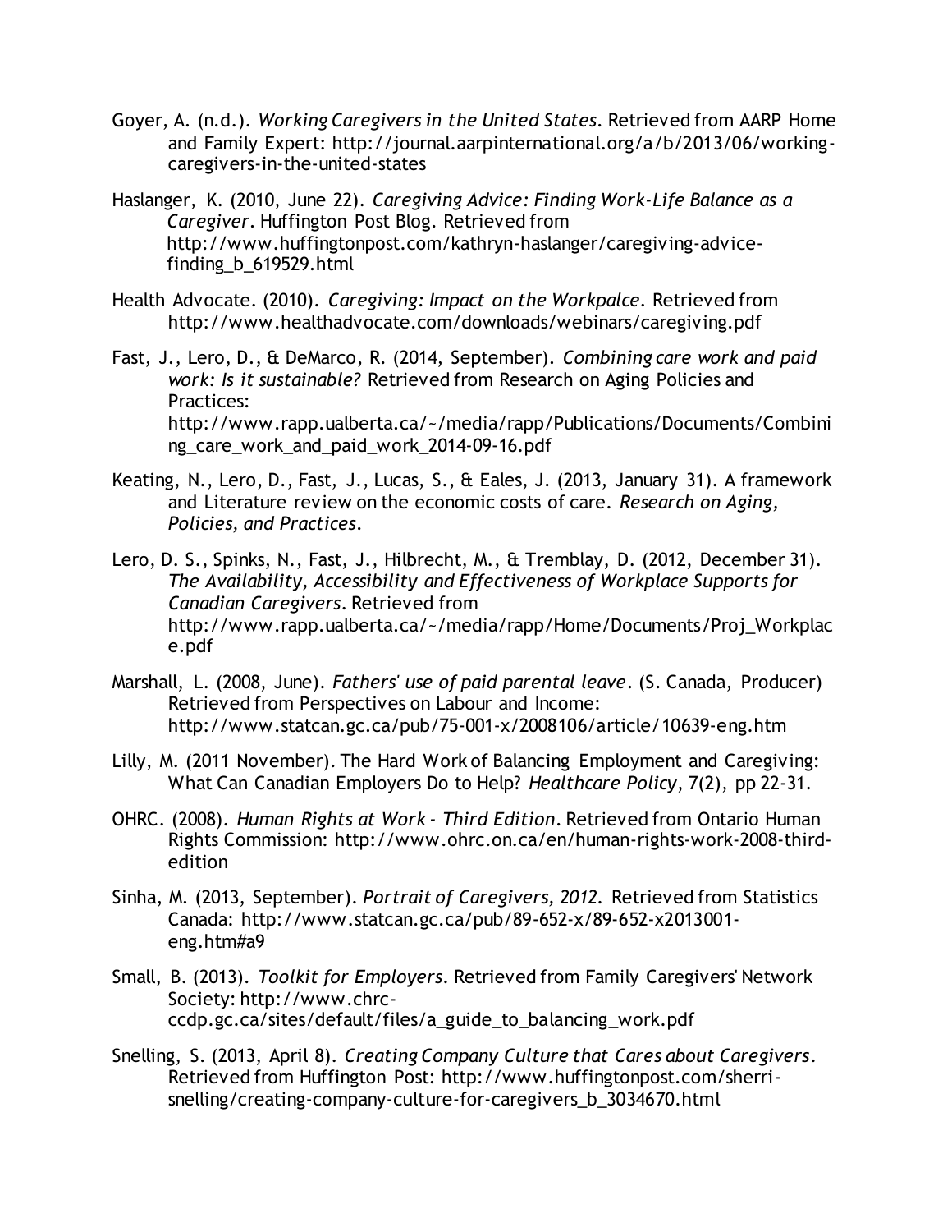Goyer, A. (n.d.). *Working Caregivers in the United States*. Retrieved from AARP Home and Family Expert: http://journal.aarpinternational.org/a/b/2013/06/working-caregivers-in-the-united-states

Haslanger, K. (2010, June 22). *Caregiving Advice: Finding Work-Life Balance as a Caregiver*. Huffington Post Blog. Retrieved from http://www.huffingtonpost.com/kathryn-haslanger/caregiving-advice-finding_b_619529.html

Health Advocate. (2010). *Caregiving: Impact on the Workpalce*. Retrieved from http://www.healthadvocate.com/downloads/webinars/caregiving.pdf

Fast, J., Lero, D., & DeMarco, R. (2014, September). *Combining care work and paid work: Is it sustainable?* Retrieved from Research on Aging Policies and Practices: http://www.rapp.ualberta.ca/~/media/rapp/Publications/Documents/Combining_care_work_and_paid_work_2014-09-16.pdf

Keating, N., Lero, D., Fast, J., Lucas, S., & Eales, J. (2013, January 31). A framework and Literature review on the economic costs of care. *Research on Aging, Policies, and Practices*.

Lero, D. S., Spinks, N., Fast, J., Hilbrecht, M., & Tremblay, D. (2012, December 31). *The Availability, Accessibility and Effectiveness of Workplace Supports for Canadian Caregivers*. Retrieved from http://www.rapp.ualberta.ca/~/media/rapp/Home/Documents/Proj_Workplace.pdf

Marshall, L. (2008, June). *Fathers' use of paid parental leave*. (S. Canada, Producer) Retrieved from Perspectives on Labour and Income: http://www.statcan.gc.ca/pub/75-001-x/2008106/article/10639-eng.htm

Lilly, M. (2011 November). The Hard Work of Balancing Employment and Caregiving: What Can Canadian Employers Do to Help? *Healthcare Policy*, 7(2), pp 22-31.

OHRC. (2008). *Human Rights at Work - Third Edition*. Retrieved from Ontario Human Rights Commission: http://www.ohrc.on.ca/en/human-rights-work-2008-third-edition

Sinha, M. (2013, September). *Portrait of Caregivers, 2012*. Retrieved from Statistics Canada: http://www.statcan.gc.ca/pub/89-652-x/89-652-x2013001-eng.htm#a9

Small, B. (2013). *Toolkit for Employers*. Retrieved from Family Caregivers' Network Society: http://www.chrc-ccdp.gc.ca/sites/default/files/a_guide_to_balancing_work.pdf

Snelling, S. (2013, April 8). *Creating Company Culture that Cares about Caregivers*. Retrieved from Huffington Post: http://www.huffingtonpost.com/sherri-snelling/creating-company-culture-for-caregivers_b_3034670.html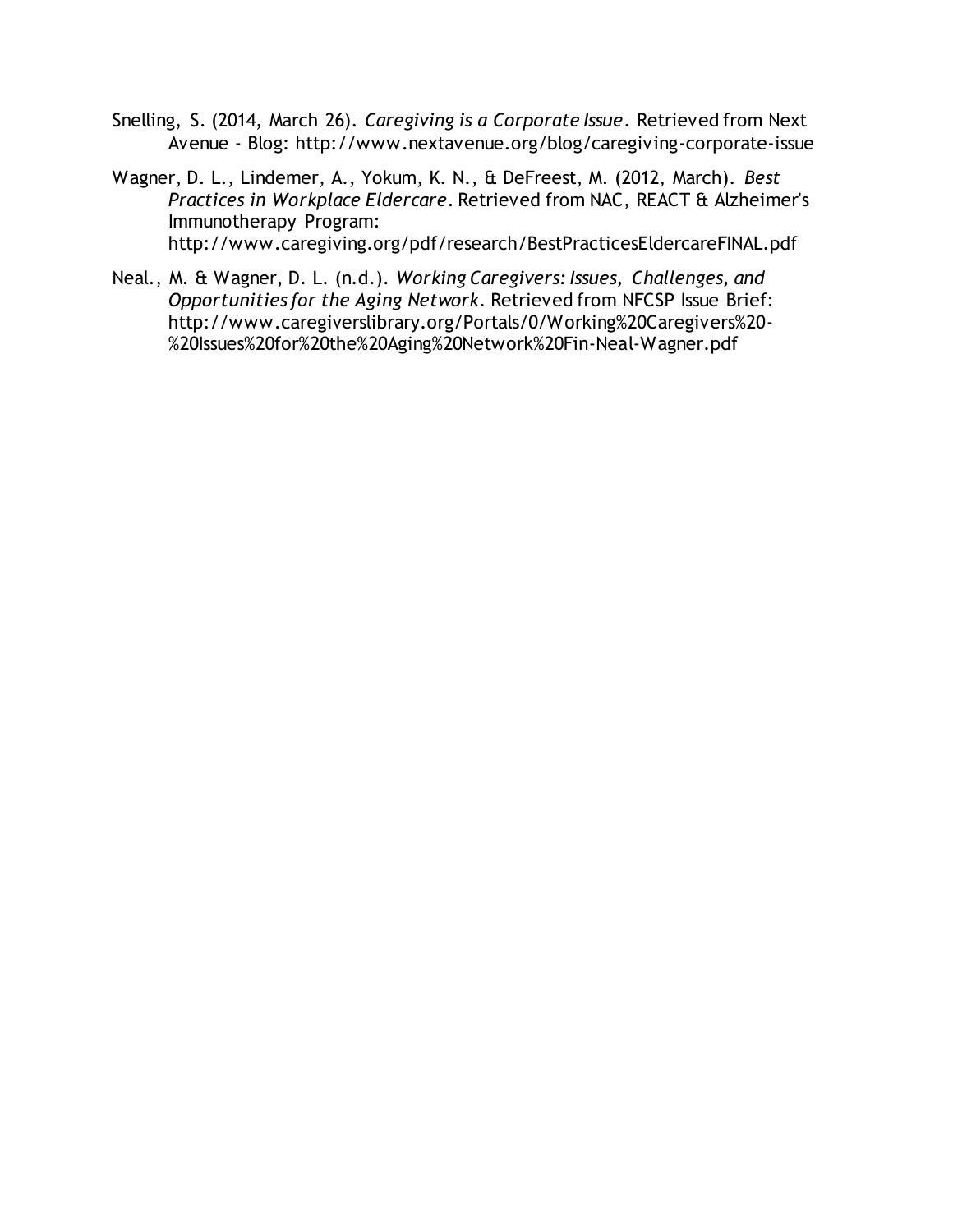Snelling, S. (2014, March 26). *Caregiving is a Corporate Issue*. Retrieved from Next Avenue - Blog: http://www.nextavenue.org/blog/caregiving-corporate-issue

Wagner, D. L., Lindemer, A., Yokum, K. N., & DeFreest, M. (2012, March). *Best Practices in Workplace Eldercare*. Retrieved from NAC, REACT & Alzheimer's Immunotherapy Program: http://www.caregiving.org/pdf/research/BestPracticesEldercareFINAL.pdf

Neal., M. & Wagner, D. L. (n.d.). *Working Caregivers: Issues, Challenges, and Opportunities for the Aging Network*. Retrieved from NFCSP Issue Brief: http://www.caregiverslibrary.org/Portals/0/Working%20Caregivers%20-%20Issues%20for%20the%20Aging%20Network%20Fin-Neal-Wagner.pdf